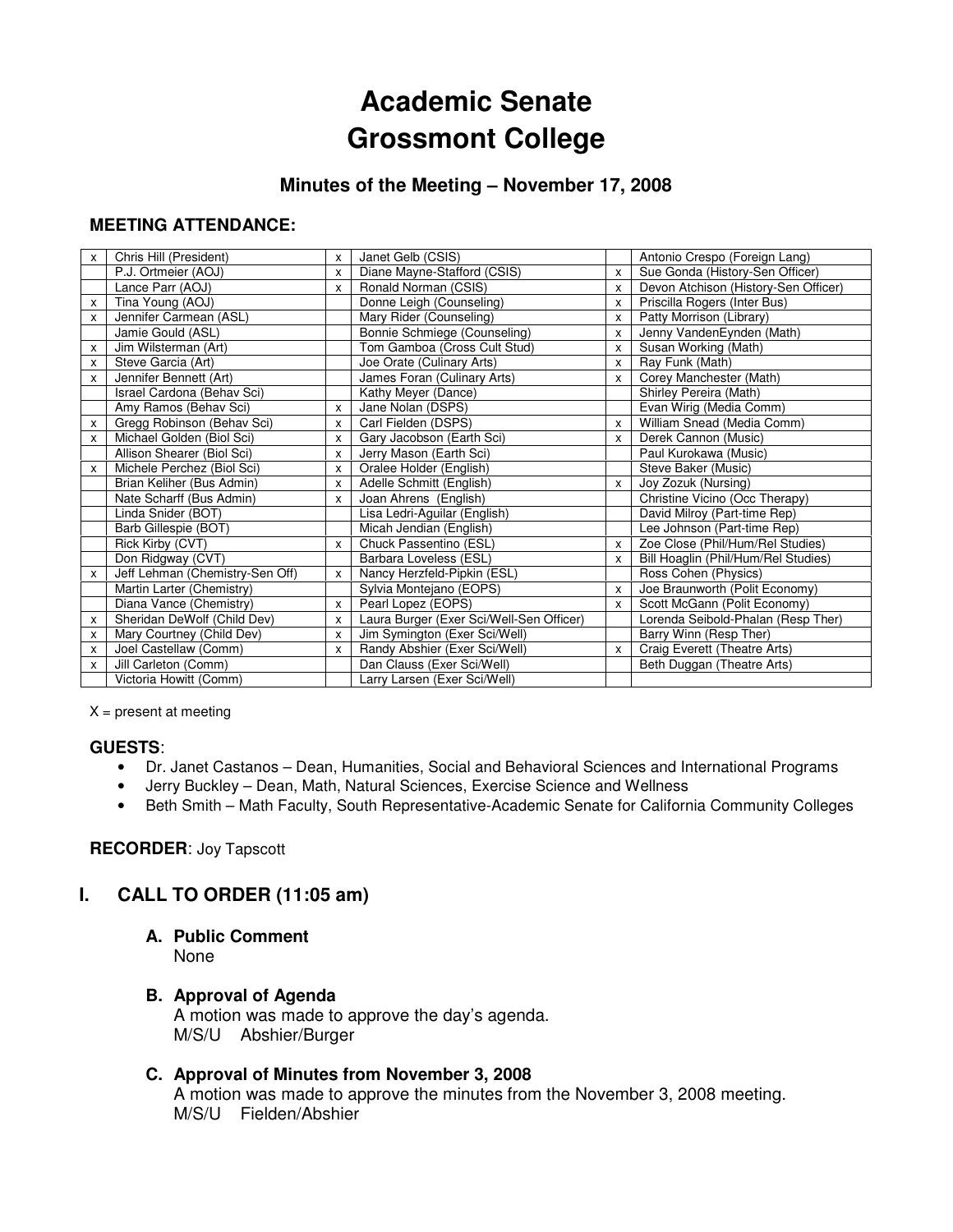# Academic Senate
# Grossmont College

### Minutes of the Meeting – November 17, 2008

**MEETING ATTENDANCE:**

| | | | | | |
|---|---|---|---|---|---|
| x | Chris Hill (President) | x | Janet Gelb (CSIS) | | Antonio Crespo (Foreign Lang) |
| | P.J. Ortmeier (AOJ) | x | Diane Mayne-Stafford (CSIS) | x | Sue Gonda (History-Sen Officer) |
| | Lance Parr (AOJ) | x | Ronald Norman (CSIS) | x | Devon Atchison (History-Sen Officer) |
| x | Tina Young (AOJ) | | Donne Leigh (Counseling) | x | Priscilla Rogers (Inter Bus) |
| x | Jennifer Carmean (ASL) | | Mary Rider (Counseling) | x | Patty Morrison (Library) |
| | Jamie Gould (ASL) | | Bonnie Schmiege (Counseling) | x | Jenny VandenEynden (Math) |
| x | Jim Wilsterman (Art) | | Tom Gamboa (Cross Cult Stud) | x | Susan Working (Math) |
| x | Steve Garcia (Art) | | Joe Orate (Culinary Arts) | x | Ray Funk (Math) |
| x | Jennifer Bennett (Art) | | James Foran (Culinary Arts) | x | Corey Manchester (Math) |
| | Israel Cardona (Behav Sci) | | Kathy Meyer (Dance) | | Shirley Pereira (Math) |
| | Amy Ramos (Behav Sci) | x | Jane Nolan (DSPS) | | Evan Wirig (Media Comm) |
| x | Gregg Robinson (Behav Sci) | x | Carl Fielden (DSPS) | x | William Snead (Media Comm) |
| x | Michael Golden (Biol Sci) | x | Gary Jacobson (Earth Sci) | x | Derek Cannon (Music) |
| | Allison Shearer (Biol Sci) | x | Jerry Mason (Earth Sci) | | Paul Kurokawa (Music) |
| x | Michele Perchez (Biol Sci) | x | Oralee Holder (English) | | Steve Baker (Music) |
| | Brian Keliher (Bus Admin) | x | Adelle Schmitt (English) | x | Joy Zozuk (Nursing) |
| | Nate Scharff (Bus Admin) | x | Joan Ahrens (English) | | Christine Vicino (Occ Therapy) |
| | Linda Snider (BOT) | | Lisa Ledri-Aguilar (English) | | David Milroy (Part-time Rep) |
| | Barb Gillespie (BOT) | | Micah Jendian (English) | | Lee Johnson (Part-time Rep) |
| | Rick Kirby (CVT) | x | Chuck Passentino (ESL) | x | Zoe Close (Phil/Hum/Rel Studies) |
| | Don Ridgway (CVT) | | Barbara Loveless (ESL) | x | Bill Hoaglin (Phil/Hum/Rel Studies) |
| x | Jeff Lehman (Chemistry-Sen Off) | x | Nancy Herzfeld-Pipkin (ESL) | | Ross Cohen (Physics) |
| | Martin Larter (Chemistry) | | Sylvia Montejano (EOPS) | x | Joe Braunworth (Polit Economy) |
| | Diana Vance (Chemistry) | x | Pearl Lopez (EOPS) | x | Scott McGann (Polit Economy) |
| x | Sheridan DeWolf (Child Dev) | x | Laura Burger (Exer Sci/Well-Sen Officer) | | Lorenda Seibold-Phalan (Resp Ther) |
| x | Mary Courtney (Child Dev) | x | Jim Symington (Exer Sci/Well) | | Barry Winn (Resp Ther) |
| x | Joel Castellaw (Comm) | x | Randy Abshier (Exer Sci/Well) | x | Craig Everett (Theatre Arts) |
| x | Jill Carleton (Comm) | | Dan Clauss (Exer Sci/Well) | | Beth Duggan (Theatre Arts) |
| | Victoria Howitt (Comm) | | Larry Larsen (Exer Sci/Well) | | |

X = present at meeting

**GUESTS**:

- Dr. Janet Castanos – Dean, Humanities, Social and Behavioral Sciences and International Programs
- Jerry Buckley – Dean, Math, Natural Sciences, Exercise Science and Wellness
- Beth Smith – Math Faculty, South Representative-Academic Senate for California Community Colleges

**RECORDER**: Joy Tapscott

## I. CALL TO ORDER (11:05 am)

### A. Public Comment

None

### B. Approval of Agenda

A motion was made to approve the day's agenda.
M/S/U Abshier/Burger

### C. Approval of Minutes from November 3, 2008

A motion was made to approve the minutes from the November 3, 2008 meeting.
M/S/U Fielden/Abshier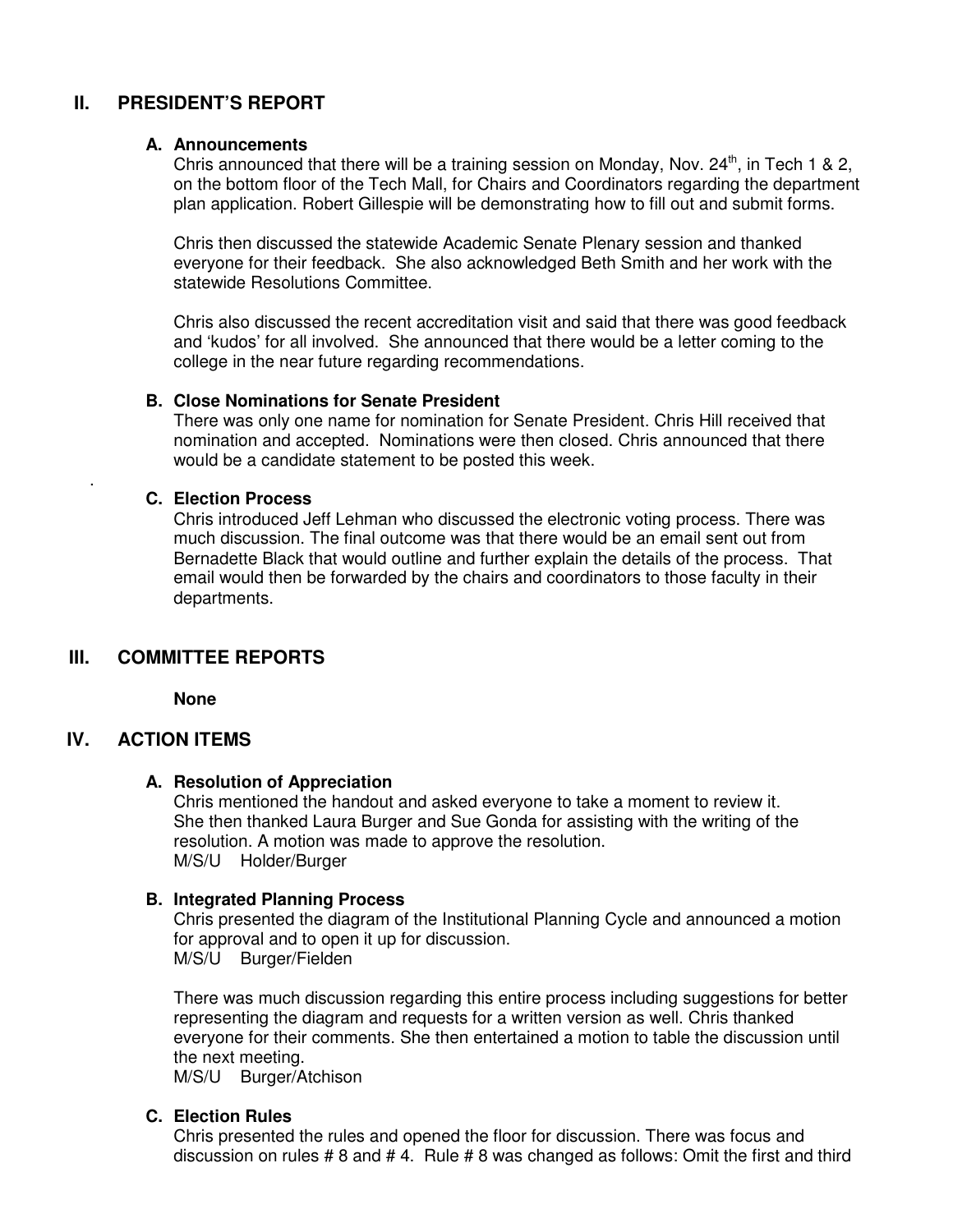## II. PRESIDENT'S REPORT

### A. Announcements

Chris announced that there will be a training session on Monday, Nov. 24th, in Tech 1 & 2, on the bottom floor of the Tech Mall, for Chairs and Coordinators regarding the department plan application. Robert Gillespie will be demonstrating how to fill out and submit forms.

Chris then discussed the statewide Academic Senate Plenary session and thanked everyone for their feedback. She also acknowledged Beth Smith and her work with the statewide Resolutions Committee.

Chris also discussed the recent accreditation visit and said that there was good feedback and 'kudos' for all involved. She announced that there would be a letter coming to the college in the near future regarding recommendations.

### B. Close Nominations for Senate President

There was only one name for nomination for Senate President. Chris Hill received that nomination and accepted. Nominations were then closed. Chris announced that there would be a candidate statement to be posted this week.

### C. Election Process

Chris introduced Jeff Lehman who discussed the electronic voting process. There was much discussion. The final outcome was that there would be an email sent out from Bernadette Black that would outline and further explain the details of the process. That email would then be forwarded by the chairs and coordinators to those faculty in their departments.

## III. COMMITTEE REPORTS

**None**

## IV. ACTION ITEMS

### A. Resolution of Appreciation

Chris mentioned the handout and asked everyone to take a moment to review it. She then thanked Laura Burger and Sue Gonda for assisting with the writing of the resolution. A motion was made to approve the resolution.
M/S/U Holder/Burger

### B. Integrated Planning Process

Chris presented the diagram of the Institutional Planning Cycle and announced a motion for approval and to open it up for discussion.
M/S/U Burger/Fielden

There was much discussion regarding this entire process including suggestions for better representing the diagram and requests for a written version as well. Chris thanked everyone for their comments. She then entertained a motion to table the discussion until the next meeting.
M/S/U Burger/Atchison

### C. Election Rules

Chris presented the rules and opened the floor for discussion. There was focus and discussion on rules # 8 and # 4. Rule # 8 was changed as follows: Omit the first and third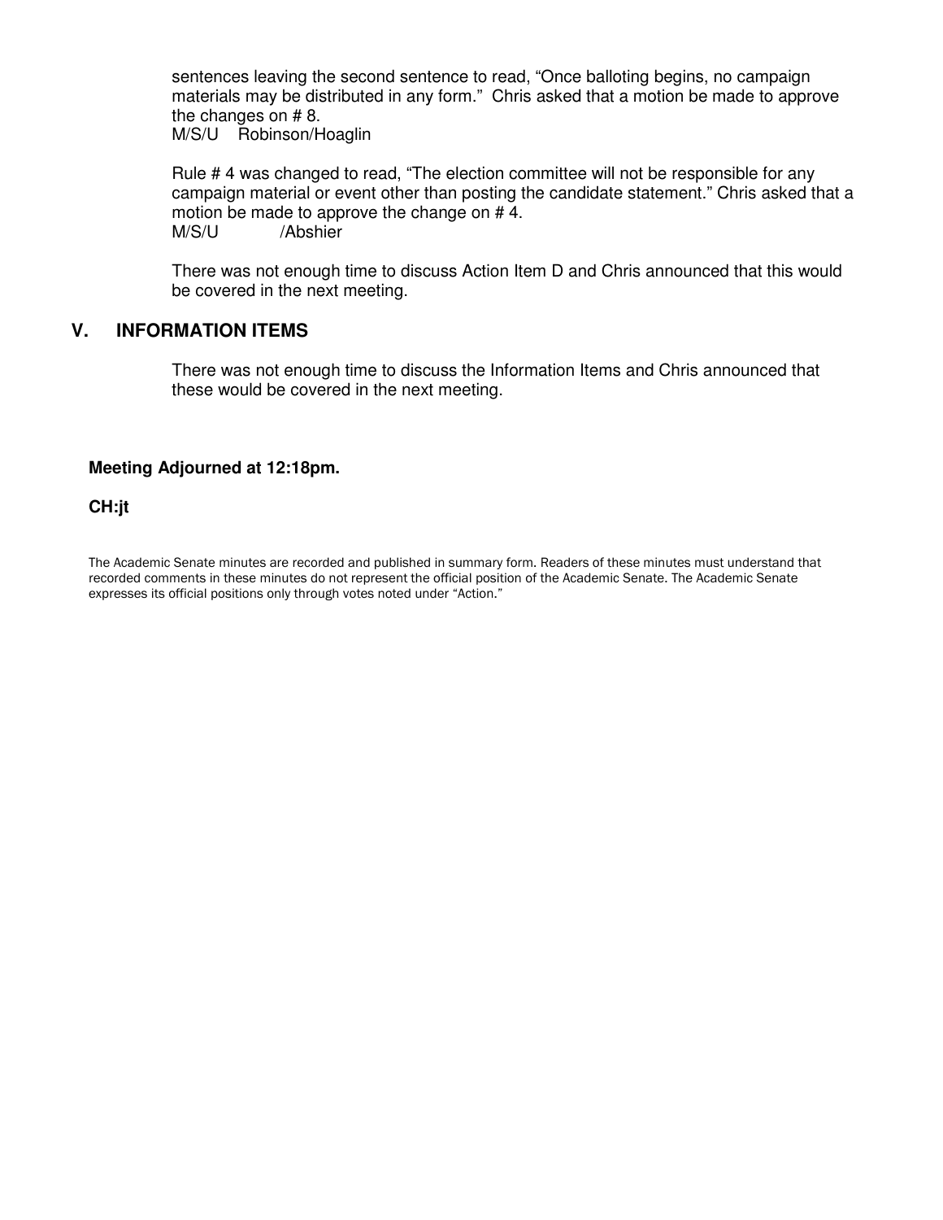sentences leaving the second sentence to read, “Once balloting begins, no campaign materials may be distributed in any form.” Chris asked that a motion be made to approve the changes on # 8.
M/S/U Robinson/Hoaglin

Rule # 4 was changed to read, “The election committee will not be responsible for any campaign material or event other than posting the candidate statement.” Chris asked that a motion be made to approve the change on # 4.
M/S/U /Abshier

There was not enough time to discuss Action Item D and Chris announced that this would be covered in the next meeting.

## V. INFORMATION ITEMS

There was not enough time to discuss the Information Items and Chris announced that these would be covered in the next meeting.

**Meeting Adjourned at 12:18pm.**

**CH:jt**

The Academic Senate minutes are recorded and published in summary form. Readers of these minutes must understand that recorded comments in these minutes do not represent the official position of the Academic Senate. The Academic Senate expresses its official positions only through votes noted under “Action.”